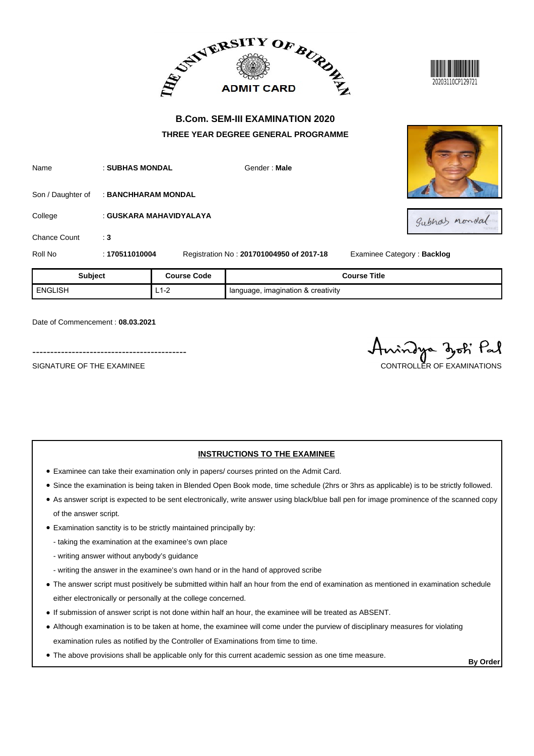THE UNIVERSITY OF BURDWAN

ADMIT CARD

20203110CP129721

## B.Com. SEM-III EXAMINATION 2020

### THREE YEAR DEGREE GENERAL PROGRAMME

Name : **SUBHAS MONDAL** Gender : **Male**

Son / Daughter of : **BANCHHARAM MONDAL**

College : **GUSKARA MAHAVIDYALAYA**

Chance Count : **3**

Roll No : **170511010004** Registration No : **201701004950 of 2017-18** Examinee Category : **Backlog**

| Subject | Course Code | Course Title |
|---|---|---|
| ENGLISH | L1-2 | language, imagination & creativity |

Date of Commencement : **08.03.2021**

-------------------------------------------

SIGNATURE OF THE EXAMINEE

CONTROLLER OF EXAMINATIONS

### INSTRUCTIONS TO THE EXAMINEE

- Examinee can take their examination only in papers/ courses printed on the Admit Card.
- Since the examination is being taken in Blended Open Book mode, time schedule (2hrs or 3hrs as applicable) is to be strictly followed.
- As answer script is expected to be sent electronically, write answer using black/blue ball pen for image prominence of the scanned copy of the answer script.
- Examination sanctity is to be strictly maintained principally by:
  - taking the examination at the examinee's own place
  - writing answer without anybody's guidance
  - writing the answer in the examinee's own hand or in the hand of approved scribe
- The answer script must positively be submitted within half an hour from the end of examination as mentioned in examination schedule either electronically or personally at the college concerned.
- If submission of answer script is not done within half an hour, the examinee will be treated as ABSENT.
- Although examination is to be taken at home, the examinee will come under the purview of disciplinary measures for violating examination rules as notified by the Controller of Examinations from time to time.
- The above provisions shall be applicable only for this current academic session as one time measure.

**By Order**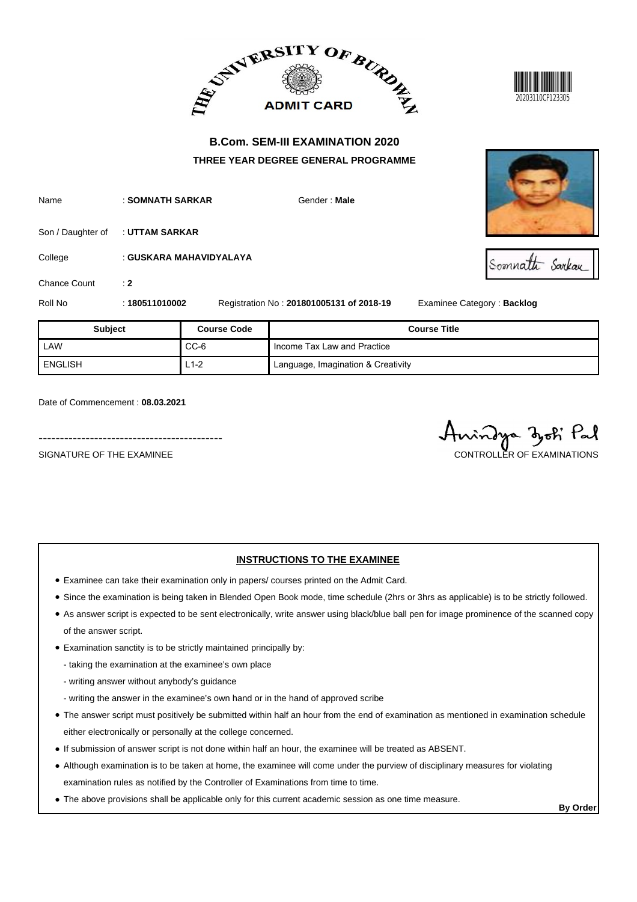# THE UNIVERSITY OF BURDWAN

## ADMIT CARD

20203110CP123305

### B.Com. SEM-III EXAMINATION 2020

#### THREE YEAR DEGREE GENERAL PROGRAMME

Name : **SOMNATH SARKAR** Gender : **Male**

Son / Daughter of : **UTTAM SARKAR**

College : **GUSKARA MAHAVIDYALAYA**

Chance Count : **2**

Roll No : **180511010002** Registration No : **201801005131 of 2018-19** Examinee Category : **Backlog**

| Subject | Course Code | Course Title |
|---|---|---|
| LAW | CC-6 | Income Tax Law and Practice |
| ENGLISH | L1-2 | Language, Imagination & Creativity |

Date of Commencement : **08.03.2021**

-------------------------------------------

SIGNATURE OF THE EXAMINEE

CONTROLLER OF EXAMINATIONS

**INSTRUCTIONS TO THE EXAMINEE**

- Examinee can take their examination only in papers/ courses printed on the Admit Card.
- Since the examination is being taken in Blended Open Book mode, time schedule (2hrs or 3hrs as applicable) is to be strictly followed.
- As answer script is expected to be sent electronically, write answer using black/blue ball pen for image prominence of the scanned copy of the answer script.
- Examination sanctity is to be strictly maintained principally by:
  - taking the examination at the examinee's own place
  - writing answer without anybody's guidance
  - writing the answer in the examinee's own hand or in the hand of approved scribe
- The answer script must positively be submitted within half an hour from the end of examination as mentioned in examination schedule either electronically or personally at the college concerned.
- If submission of answer script is not done within half an hour, the examinee will be treated as ABSENT.
- Although examination is to be taken at home, the examinee will come under the purview of disciplinary measures for violating examination rules as notified by the Controller of Examinations from time to time.
- The above provisions shall be applicable only for this current academic session as one time measure.

**By Order**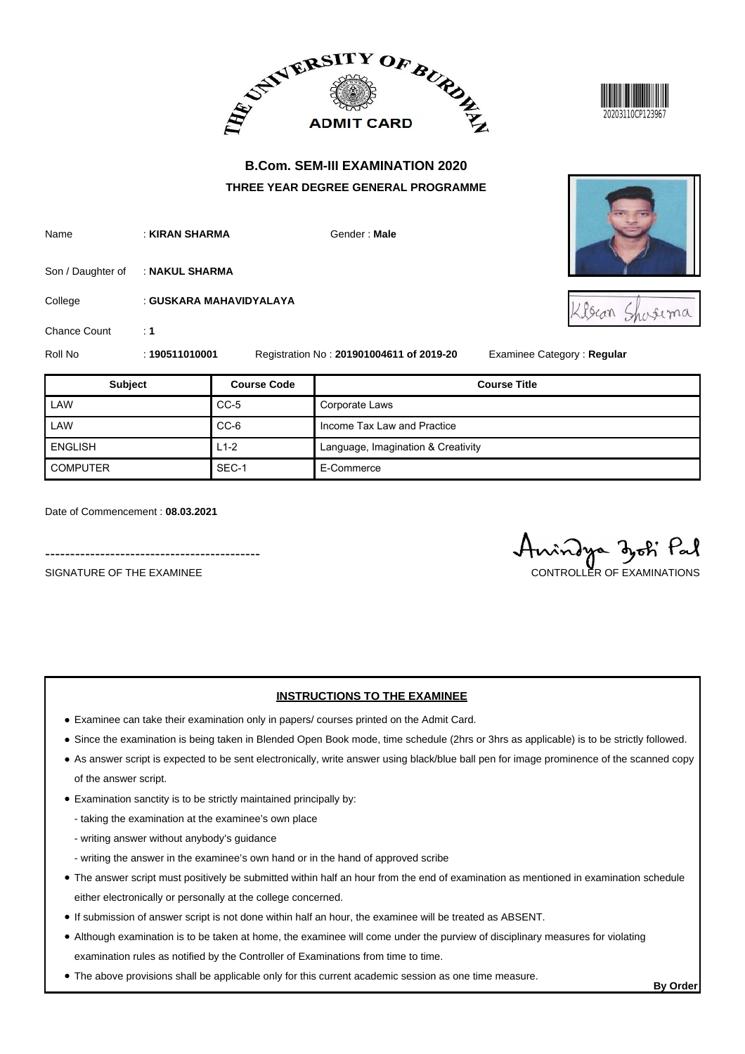# THE UNIVERSITY OF BURDWAN

## ADMIT CARD

20203110CP123967

## B.Com. SEM-III EXAMINATION 2020

### THREE YEAR DEGREE GENERAL PROGRAMME

Name : **KIRAN SHARMA** Gender : **Male**

Son / Daughter of : **NAKUL SHARMA**

College : **GUSKARA MAHAVIDYALAYA**

Chance Count : **1**

Roll No : **190511010001** Registration No : **201901004611 of 2019-20** Examinee Category : **Regular**

| Subject | Course Code | Course Title |
|---|---|---|
| LAW | CC-5 | Corporate Laws |
| LAW | CC-6 | Income Tax Law and Practice |
| ENGLISH | L1-2 | Language, Imagination & Creativity |
| COMPUTER | SEC-1 | E-Commerce |

Date of Commencement : **08.03.2021**

-------------------------------------------

SIGNATURE OF THE EXAMINEE

CONTROLLER OF EXAMINATIONS

**INSTRUCTIONS TO THE EXAMINEE**

- Examinee can take their examination only in papers/ courses printed on the Admit Card.
- Since the examination is being taken in Blended Open Book mode, time schedule (2hrs or 3hrs as applicable) is to be strictly followed.
- As answer script is expected to be sent electronically, write answer using black/blue ball pen for image prominence of the scanned copy of the answer script.
- Examination sanctity is to be strictly maintained principally by:
  - taking the examination at the examinee's own place
  - writing answer without anybody's guidance
  - writing the answer in the examinee's own hand or in the hand of approved scribe
- The answer script must positively be submitted within half an hour from the end of examination as mentioned in examination schedule either electronically or personally at the college concerned.
- If submission of answer script is not done within half an hour, the examinee will be treated as ABSENT.
- Although examination is to be taken at home, the examinee will come under the purview of disciplinary measures for violating examination rules as notified by the Controller of Examinations from time to time.
- The above provisions shall be applicable only for this current academic session as one time measure.

**By Order**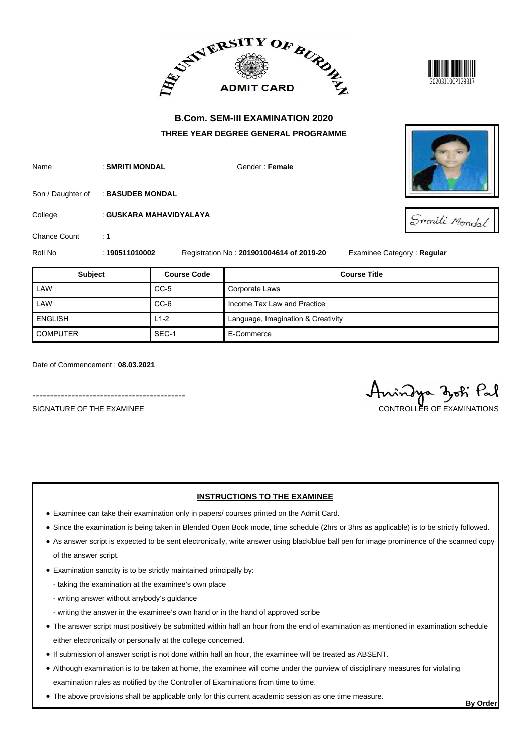THE UNIVERSITY OF BURDWAN

ADMIT CARD

20203110CP129317

## B.Com. SEM-III EXAMINATION 2020

### THREE YEAR DEGREE GENERAL PROGRAMME

Name : **SMRITI MONDAL** Gender : **Female**

Son / Daughter of : **BASUDEB MONDAL**

College : **GUSKARA MAHAVIDYALAYA**

Chance Count : **1**

Roll No : **190511010002** Registration No : **201901004614 of 2019-20** Examinee Category : **Regular**

| Subject | Course Code | Course Title |
|---|---|---|
| LAW | CC-5 | Corporate Laws |
| LAW | CC-6 | Income Tax Law and Practice |
| ENGLISH | L1-2 | Language, Imagination & Creativity |
| COMPUTER | SEC-1 | E-Commerce |

Date of Commencement : **08.03.2021**

SIGNATURE OF THE EXAMINEE

Anindya Jyoti Pal
CONTROLLER OF EXAMINATIONS

**INSTRUCTIONS TO THE EXAMINEE**

- Examinee can take their examination only in papers/ courses printed on the Admit Card.
- Since the examination is being taken in Blended Open Book mode, time schedule (2hrs or 3hrs as applicable) is to be strictly followed.
- As answer script is expected to be sent electronically, write answer using black/blue ball pen for image prominence of the scanned copy of the answer script.
- Examination sanctity is to be strictly maintained principally by:
  - taking the examination at the examinee's own place
  - writing answer without anybody's guidance
  - writing the answer in the examinee's own hand or in the hand of approved scribe
- The answer script must positively be submitted within half an hour from the end of examination as mentioned in examination schedule either electronically or personally at the college concerned.
- If submission of answer script is not done within half an hour, the examinee will be treated as ABSENT.
- Although examination is to be taken at home, the examinee will come under the purview of disciplinary measures for violating examination rules as notified by the Controller of Examinations from time to time.
- The above provisions shall be applicable only for this current academic session as one time measure.

**By Order**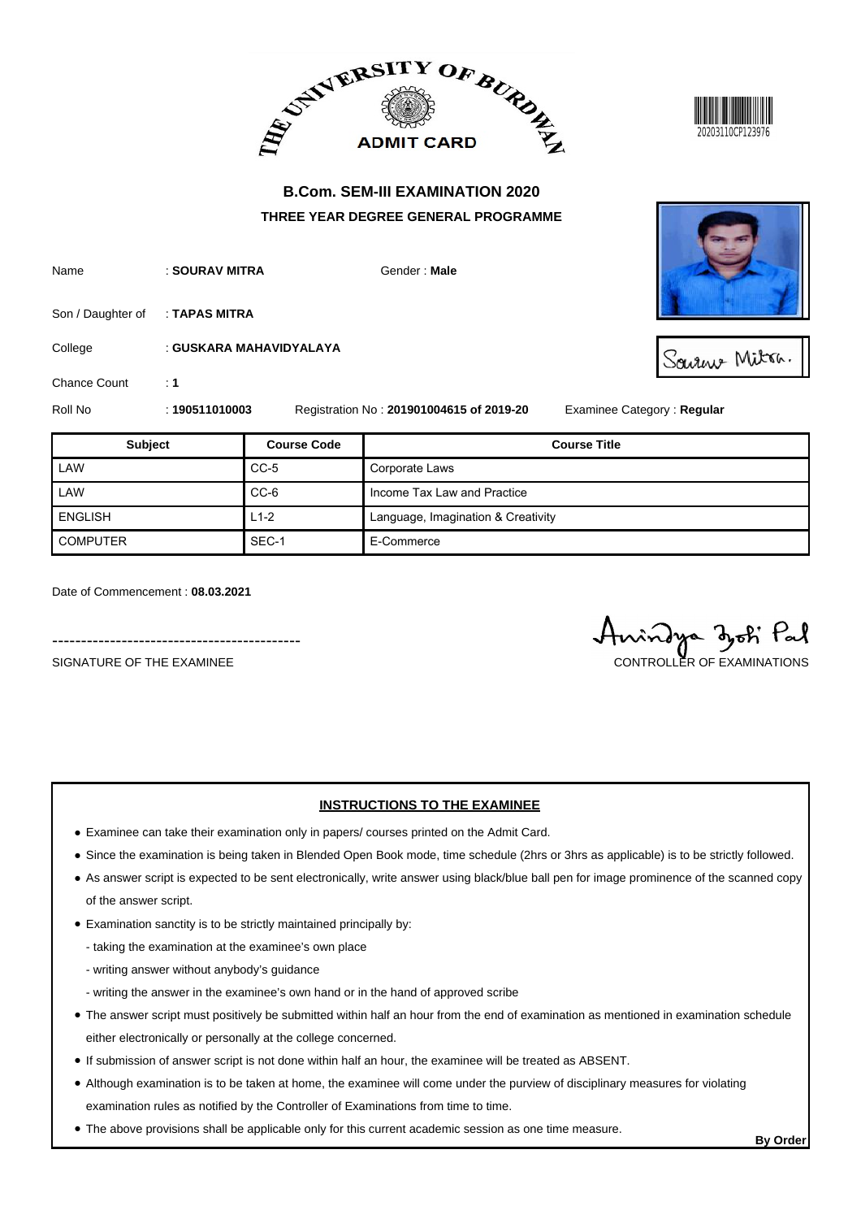THE UNIVERSITY OF BURDWAN

ADMIT CARD

20203110CP123976

## B.Com. SEM-III EXAMINATION 2020

### THREE YEAR DEGREE GENERAL PROGRAMME

Name : **SOURAV MITRA** Gender : **Male**

Son / Daughter of : **TAPAS MITRA**

College : **GUSKARA MAHAVIDYALAYA**

Chance Count : **1**

Roll No : **190511010003** Registration No : **201901004615 of 2019-20** Examinee Category : **Regular**

| Subject | Course Code | Course Title |
|---|---|---|
| LAW | CC-5 | Corporate Laws |
| LAW | CC-6 | Income Tax Law and Practice |
| ENGLISH | L1-2 | Language, Imagination & Creativity |
| COMPUTER | SEC-1 | E-Commerce |

Date of Commencement : **08.03.2021**

-------------------------------------------

SIGNATURE OF THE EXAMINEE

CONTROLLER OF EXAMINATIONS

**INSTRUCTIONS TO THE EXAMINEE**

- Examinee can take their examination only in papers/ courses printed on the Admit Card.
- Since the examination is being taken in Blended Open Book mode, time schedule (2hrs or 3hrs as applicable) is to be strictly followed.
- As answer script is expected to be sent electronically, write answer using black/blue ball pen for image prominence of the scanned copy of the answer script.
- Examination sanctity is to be strictly maintained principally by:
  - taking the examination at the examinee's own place
  - writing answer without anybody's guidance
  - writing the answer in the examinee's own hand or in the hand of approved scribe
- The answer script must positively be submitted within half an hour from the end of examination as mentioned in examination schedule either electronically or personally at the college concerned.
- If submission of answer script is not done within half an hour, the examinee will be treated as ABSENT.
- Although examination is to be taken at home, the examinee will come under the purview of disciplinary measures for violating examination rules as notified by the Controller of Examinations from time to time.
- The above provisions shall be applicable only for this current academic session as one time measure.

**By Order**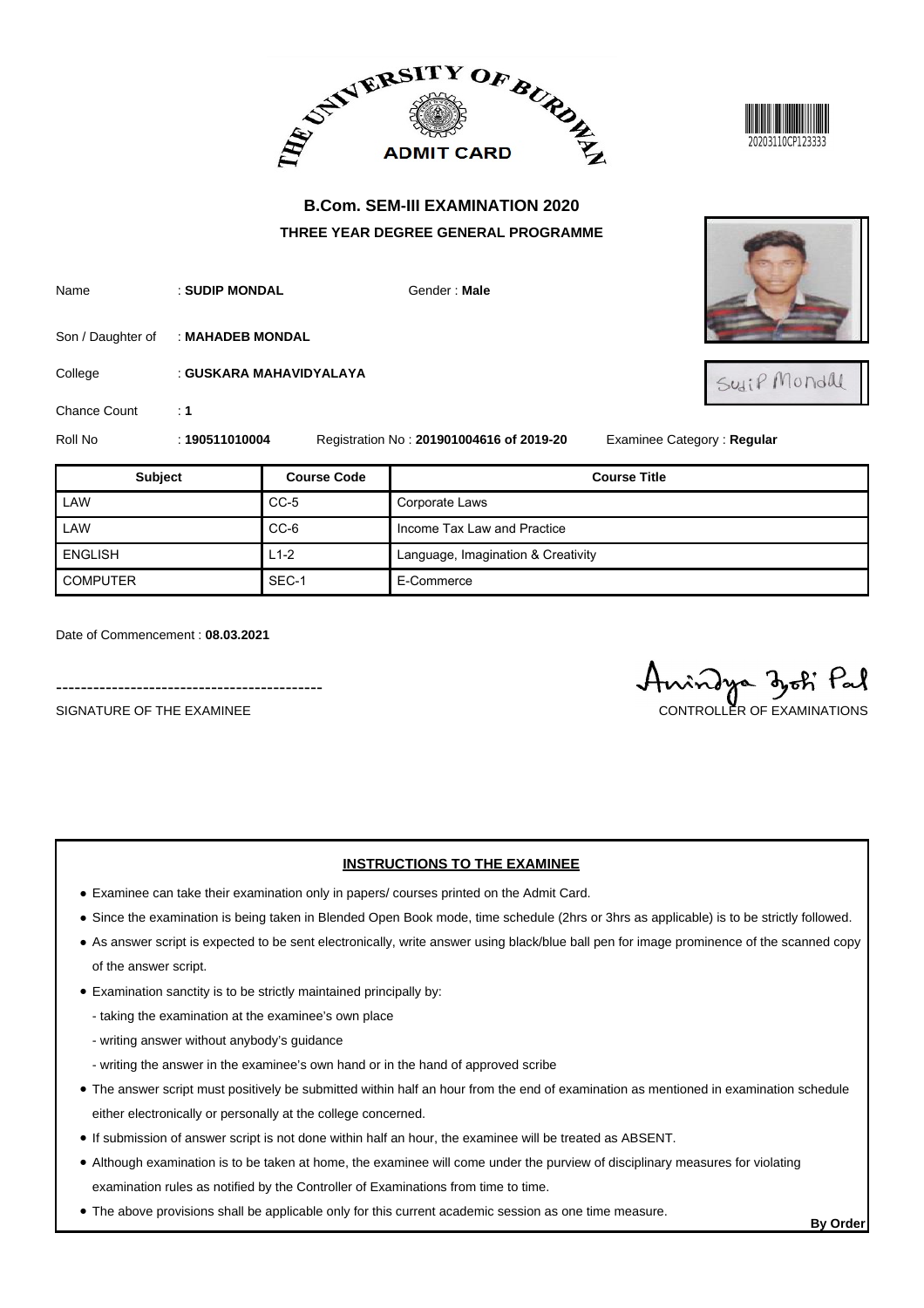THE UNIVERSITY OF BURDWAN

**ADMIT CARD**

20203110CP123333

## B.Com. SEM-III EXAMINATION 2020

### THREE YEAR DEGREE GENERAL PROGRAMME

Name : **SUDIP MONDAL** Gender : **Male**

Son / Daughter of : **MAHADEB MONDAL**

College : **GUSKARA MAHAVIDYALAYA**

Chance Count : **1**

Roll No : **190511010004** Registration No : **201901004616 of 2019-20** Examinee Category : **Regular**

| Subject | Course Code | Course Title |
|---|---|---|
| LAW | CC-5 | Corporate Laws |
| LAW | CC-6 | Income Tax Law and Practice |
| ENGLISH | L1-2 | Language, Imagination & Creativity |
| COMPUTER | SEC-1 | E-Commerce |

Date of Commencement : **08.03.2021**

-------------------------------------------

SIGNATURE OF THE EXAMINEE

CONTROLLER OF EXAMINATIONS

**INSTRUCTIONS TO THE EXAMINEE**

- Examinee can take their examination only in papers/ courses printed on the Admit Card.
- Since the examination is being taken in Blended Open Book mode, time schedule (2hrs or 3hrs as applicable) is to be strictly followed.
- As answer script is expected to be sent electronically, write answer using black/blue ball pen for image prominence of the scanned copy of the answer script.
- Examination sanctity is to be strictly maintained principally by:
  - taking the examination at the examinee's own place
  - writing answer without anybody's guidance
  - writing the answer in the examinee's own hand or in the hand of approved scribe
- The answer script must positively be submitted within half an hour from the end of examination as mentioned in examination schedule either electronically or personally at the college concerned.
- If submission of answer script is not done within half an hour, the examinee will be treated as ABSENT.
- Although examination is to be taken at home, the examinee will come under the purview of disciplinary measures for violating examination rules as notified by the Controller of Examinations from time to time.
- The above provisions shall be applicable only for this current academic session as one time measure.

**By Order**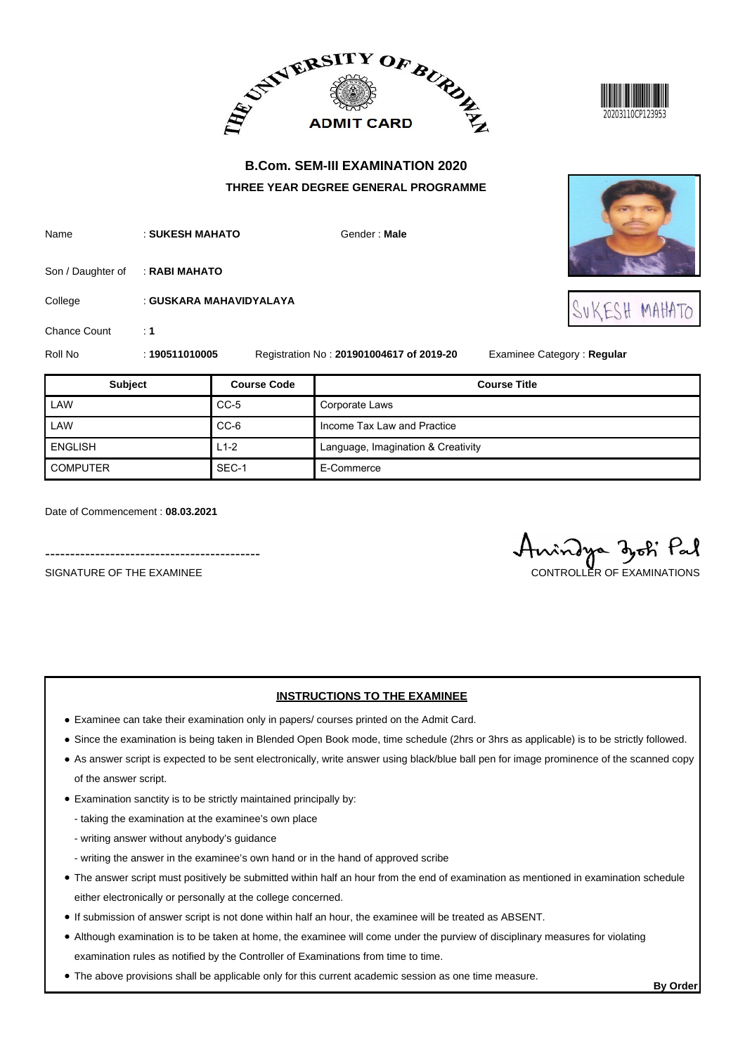THE UNIVERSITY OF BURDWAN

ADMIT CARD

20203110CP123953

## B.Com. SEM-III EXAMINATION 2020

### THREE YEAR DEGREE GENERAL PROGRAMME

Name : **SUKESH MAHATO** Gender : **Male**

Son / Daughter of : **RABI MAHATO**

College : **GUSKARA MAHAVIDYALAYA**

Chance Count : **1**

Roll No : **190511010005** Registration No : **201901004617 of 2019-20** Examinee Category : **Regular**

| Subject | Course Code | Course Title |
|---|---|---|
| LAW | CC-5 | Corporate Laws |
| LAW | CC-6 | Income Tax Law and Practice |
| ENGLISH | L1-2 | Language, Imagination & Creativity |
| COMPUTER | SEC-1 | E-Commerce |

Date of Commencement : **08.03.2021**

-------------------------------------------

SIGNATURE OF THE EXAMINEE

CONTROLLER OF EXAMINATIONS

**INSTRUCTIONS TO THE EXAMINEE**

- Examinee can take their examination only in papers/ courses printed on the Admit Card.
- Since the examination is being taken in Blended Open Book mode, time schedule (2hrs or 3hrs as applicable) is to be strictly followed.
- As answer script is expected to be sent electronically, write answer using black/blue ball pen for image prominence of the scanned copy of the answer script.
- Examination sanctity is to be strictly maintained principally by:
  - taking the examination at the examinee's own place
  - writing answer without anybody's guidance
  - writing the answer in the examinee's own hand or in the hand of approved scribe
- The answer script must positively be submitted within half an hour from the end of examination as mentioned in examination schedule either electronically or personally at the college concerned.
- If submission of answer script is not done within half an hour, the examinee will be treated as ABSENT.
- Although examination is to be taken at home, the examinee will come under the purview of disciplinary measures for violating examination rules as notified by the Controller of Examinations from time to time.
- The above provisions shall be applicable only for this current academic session as one time measure.

**By Order**